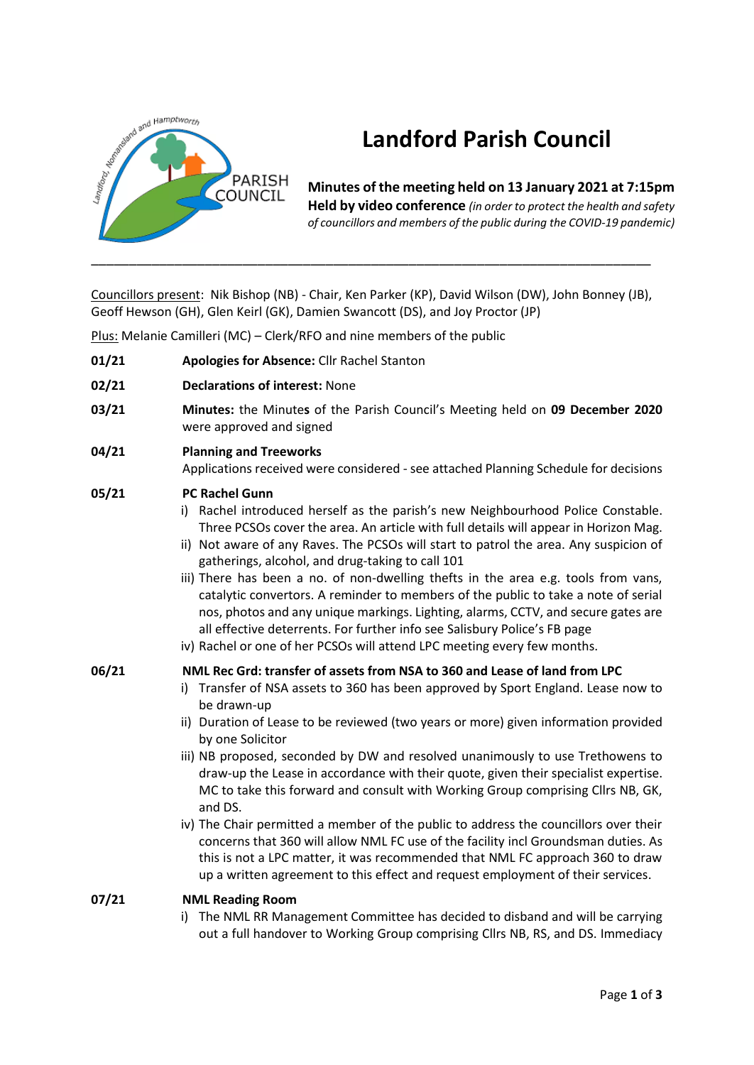# Landford Parish Council

**Minutes of the meeting held on 13 January 2021 at 7:15pm**
**Held by video conference** *(in order to protect the health and safety of councillors and members of the public during the COVID-19 pandemic)*

---

Councillors present: Nik Bishop (NB) - Chair, Ken Parker (KP), David Wilson (DW), John Bonney (JB), Geoff Hewson (GH), Glen Keirl (GK), Damien Swancott (DS), and Joy Proctor (JP)

Plus: Melanie Camilleri (MC) – Clerk/RFO and nine members of the public

**01/21** **Apologies for Absence:** Cllr Rachel Stanton

**02/21** **Declarations of interest:** None

**03/21** **Minutes:** the Minute**s** of the Parish Council's Meeting held on **09 December 2020** were approved and signed

**04/21** **Planning and Treeworks**
Applications received were considered - see attached Planning Schedule for decisions

**05/21** **PC Rachel Gunn**

i) Rachel introduced herself as the parish's new Neighbourhood Police Constable. Three PCSOs cover the area. An article with full details will appear in Horizon Mag.
ii) Not aware of any Raves. The PCSOs will start to patrol the area. Any suspicion of gatherings, alcohol, and drug-taking to call 101
iii) There has been a no. of non-dwelling thefts in the area e.g. tools from vans, catalytic convertors. A reminder to members of the public to take a note of serial nos, photos and any unique markings. Lighting, alarms, CCTV, and secure gates are all effective deterrents. For further info see Salisbury Police's FB page
iv) Rachel or one of her PCSOs will attend LPC meeting every few months.

**06/21** **NML Rec Grd: transfer of assets from NSA to 360 and Lease of land from LPC**

i) Transfer of NSA assets to 360 has been approved by Sport England. Lease now to be drawn-up
ii) Duration of Lease to be reviewed (two years or more) given information provided by one Solicitor
iii) NB proposed, seconded by DW and resolved unanimously to use Trethowens to draw-up the Lease in accordance with their quote, given their specialist expertise. MC to take this forward and consult with Working Group comprising Cllrs NB, GK, and DS.
iv) The Chair permitted a member of the public to address the councillors over their concerns that 360 will allow NML FC use of the facility incl Groundsman duties. As this is not a LPC matter, it was recommended that NML FC approach 360 to draw up a written agreement to this effect and request employment of their services.

**07/21** **NML Reading Room**

i) The NML RR Management Committee has decided to disband and will be carrying out a full handover to Working Group comprising Cllrs NB, RS, and DS. Immediacy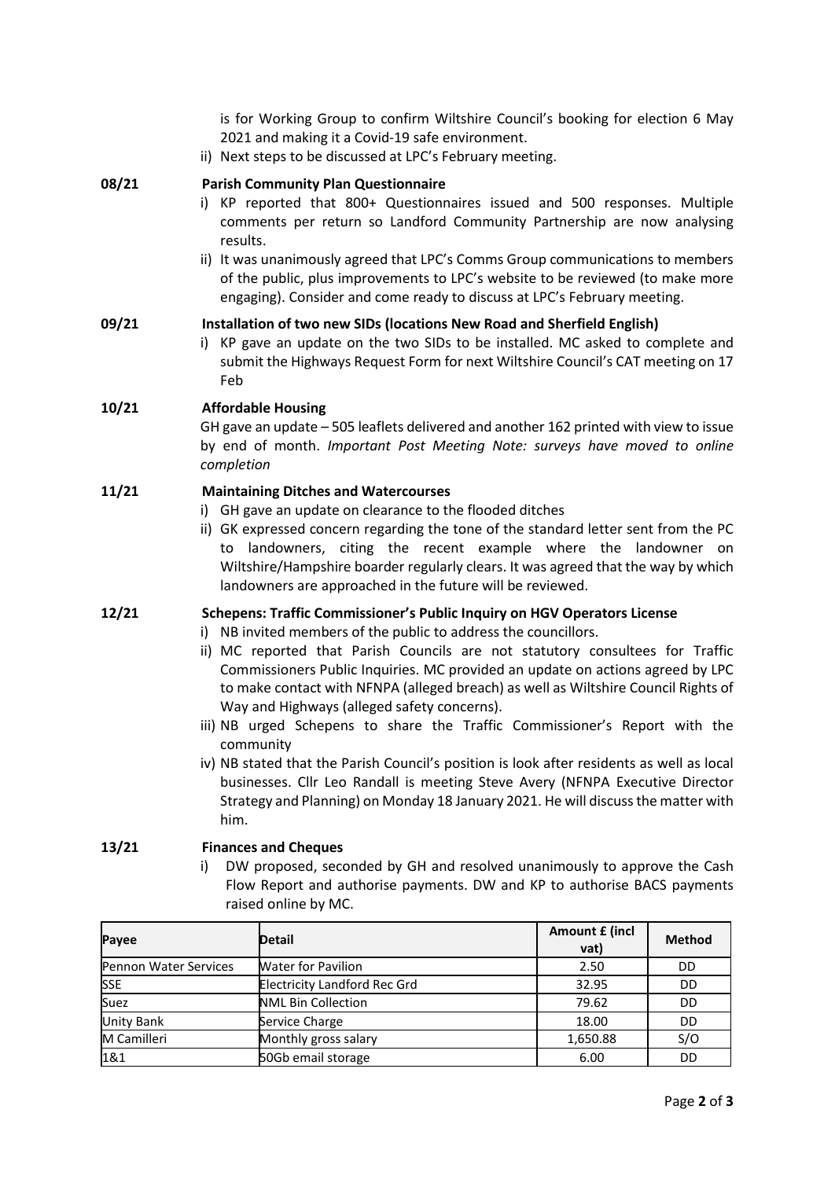is for Working Group to confirm Wiltshire Council's booking for election 6 May 2021 and making it a Covid-19 safe environment.

ii) Next steps to be discussed at LPC's February meeting.

**08/21 Parish Community Plan Questionnaire**

i) KP reported that 800+ Questionnaires issued and 500 responses. Multiple comments per return so Landford Community Partnership are now analysing results.

ii) It was unanimously agreed that LPC's Comms Group communications to members of the public, plus improvements to LPC's website to be reviewed (to make more engaging). Consider and come ready to discuss at LPC's February meeting.

**09/21 Installation of two new SIDs (locations New Road and Sherfield English)**

i) KP gave an update on the two SIDs to be installed. MC asked to complete and submit the Highways Request Form for next Wiltshire Council's CAT meeting on 17 Feb

**10/21 Affordable Housing**

GH gave an update – 505 leaflets delivered and another 162 printed with view to issue by end of month. *Important Post Meeting Note: surveys have moved to online completion*

**11/21 Maintaining Ditches and Watercourses**

i) GH gave an update on clearance to the flooded ditches

ii) GK expressed concern regarding the tone of the standard letter sent from the PC to landowners, citing the recent example where the landowner on Wiltshire/Hampshire boarder regularly clears. It was agreed that the way by which landowners are approached in the future will be reviewed.

**12/21 Schepens: Traffic Commissioner's Public Inquiry on HGV Operators License**

i) NB invited members of the public to address the councillors.

ii) MC reported that Parish Councils are not statutory consultees for Traffic Commissioners Public Inquiries. MC provided an update on actions agreed by LPC to make contact with NFNPA (alleged breach) as well as Wiltshire Council Rights of Way and Highways (alleged safety concerns).

iii) NB urged Schepens to share the Traffic Commissioner's Report with the community

iv) NB stated that the Parish Council's position is look after residents as well as local businesses. Cllr Leo Randall is meeting Steve Avery (NFNPA Executive Director Strategy and Planning) on Monday 18 January 2021. He will discuss the matter with him.

**13/21 Finances and Cheques**

i) DW proposed, seconded by GH and resolved unanimously to approve the Cash Flow Report and authorise payments. DW and KP to authorise BACS payments raised online by MC.

| Payee | Detail | Amount £ (incl vat) | Method |
|---|---|---|---|
| Pennon Water Services | Water for Pavilion | 2.50 | DD |
| SSE | Electricity Landford Rec Grd | 32.95 | DD |
| Suez | NML Bin Collection | 79.62 | DD |
| Unity Bank | Service Charge | 18.00 | DD |
| M Camilleri | Monthly gross salary | 1,650.88 | S/O |
| 1&1 | 50Gb email storage | 6.00 | DD |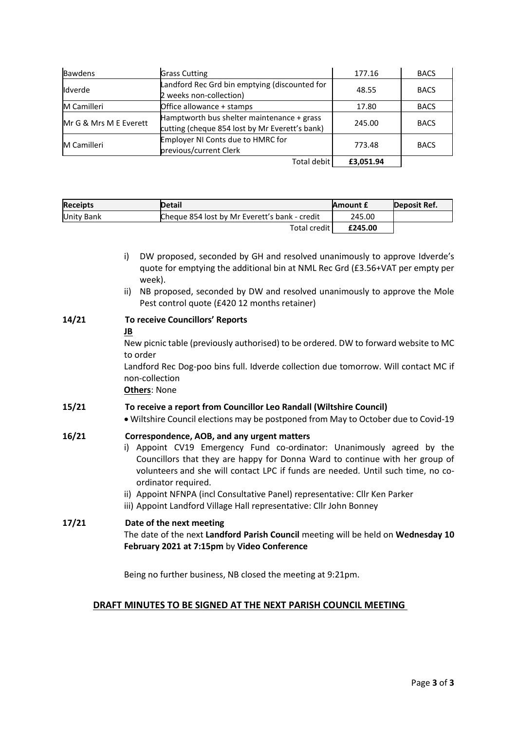| | | | |
|---|---|---|---|
| Bawdens | Grass Cutting | 177.16 | BACS |
| Idverde | Landford Rec Grd bin emptying (discounted for 2 weeks non-collection) | 48.55 | BACS |
| M Camilleri | Office allowance + stamps | 17.80 | BACS |
| Mr G & Mrs M E Everett | Hamptworth bus shelter maintenance + grass cutting (cheque 854 lost by Mr Everett's bank) | 245.00 | BACS |
| M Camilleri | Employer NI Conts due to HMRC for previous/current Clerk | 773.48 | BACS |
| | Total debit | **£3,051.94** | |

| Receipts | Detail | Amount £ | Deposit Ref. |
|---|---|---|---|
| Unity Bank | Cheque 854 lost by Mr Everett's bank - credit | 245.00 | |
| | Total credit | **£245.00** | |

i) DW proposed, seconded by GH and resolved unanimously to approve Idverde's quote for emptying the additional bin at NML Rec Grd (£3.56+VAT per empty per week).

ii) NB proposed, seconded by DW and resolved unanimously to approve the Mole Pest control quote (£420 12 months retainer)

**14/21 To receive Councillors' Reports**

**JB**

New picnic table (previously authorised) to be ordered. DW to forward website to MC to order

Landford Rec Dog-poo bins full. Idverde collection due tomorrow. Will contact MC if non-collection

**Others**: None

**15/21 To receive a report from Councillor Leo Randall (Wiltshire Council)**

- Wiltshire Council elections may be postponed from May to October due to Covid-19

**16/21 Correspondence, AOB, and any urgent matters**

i) Appoint CV19 Emergency Fund co-ordinator: Unanimously agreed by the Councillors that they are happy for Donna Ward to continue with her group of volunteers and she will contact LPC if funds are needed. Until such time, no co-ordinator required.

ii) Appoint NFNPA (incl Consultative Panel) representative: Cllr Ken Parker

iii) Appoint Landford Village Hall representative: Cllr John Bonney

**17/21 Date of the next meeting**

The date of the next **Landford Parish Council** meeting will be held on **Wednesday 10 February 2021 at 7:15pm** by **Video Conference**

Being no further business, NB closed the meeting at 9:21pm.

**DRAFT MINUTES TO BE SIGNED AT THE NEXT PARISH COUNCIL MEETING**